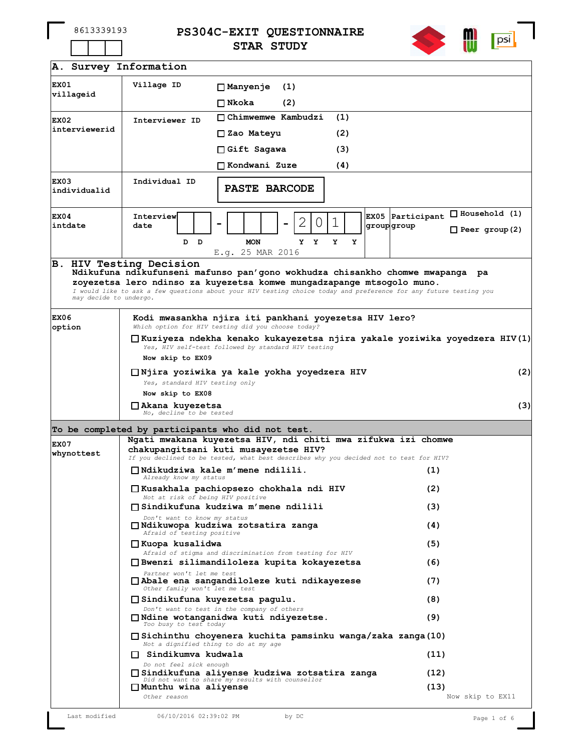8613339193

# PS304C-EXIT QUESTIONNAIRE
## STAR STUDY

## A. Survey Information

| | | |
|---|---|---|
| **EX01** villageid | Village ID | ☐ Manyenje (1)<br>☐ Nkoka (2) |
| **EX02** interviewerid | Interviewer ID | ☐ Chimwemwe Kambudzi (1)<br>☐ Zao Mateyu (2)<br>☐ Gift Sagawa (3)<br>☐ Kondwani Zuze (4) |
| **EX03** individualid | Individual ID | PASTE BARCODE |
| **EX04** intdate | Interview date | __ __ - __ __ __ - 2 0 1 __<br>D D MON Y Y Y Y<br>E.g. 25 MAR 2016 |
| **EX05** group | Participant group | ☐ Household (1)<br>☐ Peer group (2) |

## B. HIV Testing Decision

**Ndikufuna ndikufunseni mafunso pan'gono wokhudza chisankho chomwe mwapanga pa zoyezetsa lero ndinso za kuyezetsa komwe mungadzapange mtsogolo muno.**

*I would like to ask a few questions about your HIV testing choice today and preference for any future testing you may decide to undergo.*

**EX06** option

**Kodi mwasankha njira iti pankhani yoyezetsa HIV lero?**
*Which option for HIV testing did you choose today?*

- ☐ Kuziyeza ndekha kenako kukayezetsa njira yakale yoziwika yoyedzera HIV (1)
  *Yes, HIV self-test followed by standard HIV testing*
  Now skip to EX09
- ☐ Njira yoziwika ya kale yokha yoyedzera HIV (2)
  *Yes, standard HIV testing only*
  Now skip to EX08
- ☐ Akana kuyezetsa (3)
  *No, decline to be tested*

**To be completed by participants who did not test.**

**EX07** whynottest

**Ngati mwakana kuyezetsa HIV, ndi chiti mwa zifukwa izi chomwe chakupangitsani kuti musayezetse HIV?**
*If you declined to be tested, what best describes why you decided not to test for HIV?*

- ☐ Ndikudziwa kale m'mene ndilili. (1)
  *Already know my status*
- ☐ Kusakhala pachiopsezo chokhala ndi HIV (2)
  *Not at risk of being HIV positive*
- ☐ Sindikufuna kudziwa m'mene ndilili (3)
  *Don't want to know my status*
- ☐ Ndikuwopa kudziwa zotsatira zanga (4)
  *Afraid of testing positive*
- ☐ Kuopa kusalidwa (5)
  *Afraid of stigma and discrimination from testing for HIV*
- ☐ Bwenzi silimandiloleza kupita kokayezetsa (6)
  *Partner won't let me test*
- ☐ Abale ena sangandiloleze kuti ndikayezese (7)
  *Other family won't let me test*
- ☐ Sindikufuna kuyezetsa pagulu. (8)
  *Don't want to test in the company of others*
- ☐ Ndine wotanganidwa kuti ndiyezetse. (9)
  *Too busy to test today*
- ☐ Sichinthu choyenera kuchita pamsinku wanga/zaka zanga (10)
  *Not a dignified thing to do at my age*
- ☐ Sindikumva kudwala (11)
  *Do not feel sick enough*
- ☐ Sindikufuna aliyense kudziwa zotsatira zanga (12)
  *Did not want to share my results with counsellor*
- ☐ Munthu wina aliyense (13)
  *Other reason*

Now skip to EX11

Last modified 06/10/2016 02:39:02 PM by DC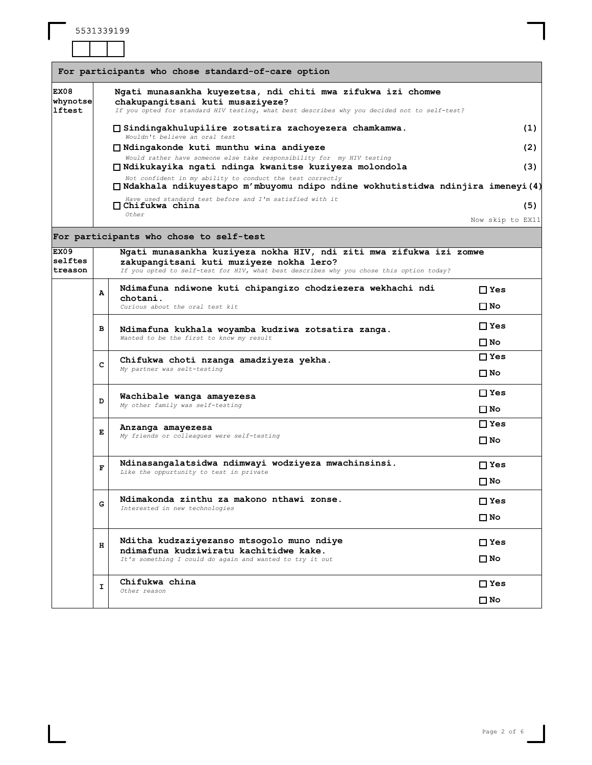5531339199

## For participants who chose standard-of-care option

**EX08 whynotselftest**

**Ngati munasankha kuyezetsa, ndi chiti mwa zifukwa izi chomwe chakupangitsani kuti musaziyeze?**
*If you opted for standard HIV testing, what best describes why you decided not to self-test?*

- ☐ **Sindingakhulupilire zotsatira zachoyezera chamkamwa.** (1)
  *Wouldn't believe an oral test*
- ☐ **Ndingakonde kuti munthu wina andiyeze** (2)
  *Would rather have someone else take responsibility for my HIV testing*
- ☐ **Ndikukayika ngati ndinga kwanitse kuziyeza molondola** (3)
  *Not confident in my ability to conduct the test correctly*
- ☐ **Ndakhala ndikuyestapo m'mbuyomu ndipo ndine wokhutistidwa ndinjira imeneyi** (4)
  *Have used standard test before and I'm satisfied with it*
- ☐ **Chifukwa china** (5)
  *Other*

Now skip to EX11

## For participants who chose to self-test

**EX09 selftestreason**

**Ngati munasankha kuziyeza nokha HIV, ndi ziti mwa zifukwa izi zomwe zakupangitsani kuti muziyeze nokha lero?**
*If you opted to self-test for HIV, what best describes why you chose this option today?*

| | | |
|---|---|---|
| A | **Ndimafuna ndiwone kuti chipangizo chodziezera wekhachi ndi chotani.** *Curious about the oral test kit* | ☐ Yes ☐ No |
| B | **Ndimafuna kukhala woyamba kudziwa zotsatira zanga.** *Wanted to be the first to know my result* | ☐ Yes ☐ No |
| C | **Chifukwa choti nzanga amadziyeza yekha.** *My partner was selt-testing* | ☐ Yes ☐ No |
| D | **Wachibale wanga amayezesa** *My other family was self-testing* | ☐ Yes ☐ No |
| E | **Anzanga amayezesa** *My friends or colleagues were self-testing* | ☐ Yes ☐ No |
| F | **Ndinasangalatsidwa ndimwayi wodziyeza mwachinsinsi.** *Like the oppurtunity to test in private* | ☐ Yes ☐ No |
| G | **Ndimakonda zinthu za makono nthawi zonse.** *Interested in new technologies* | ☐ Yes ☐ No |
| H | **Nditha kudzaziyezanso mtsogolo muno ndiye ndimafuna kudziwiratu kachitidwe kake.** *It's something I could do again and wanted to try it out* | ☐ Yes ☐ No |
| I | **Chifukwa china** *Other reason* | ☐ Yes ☐ No |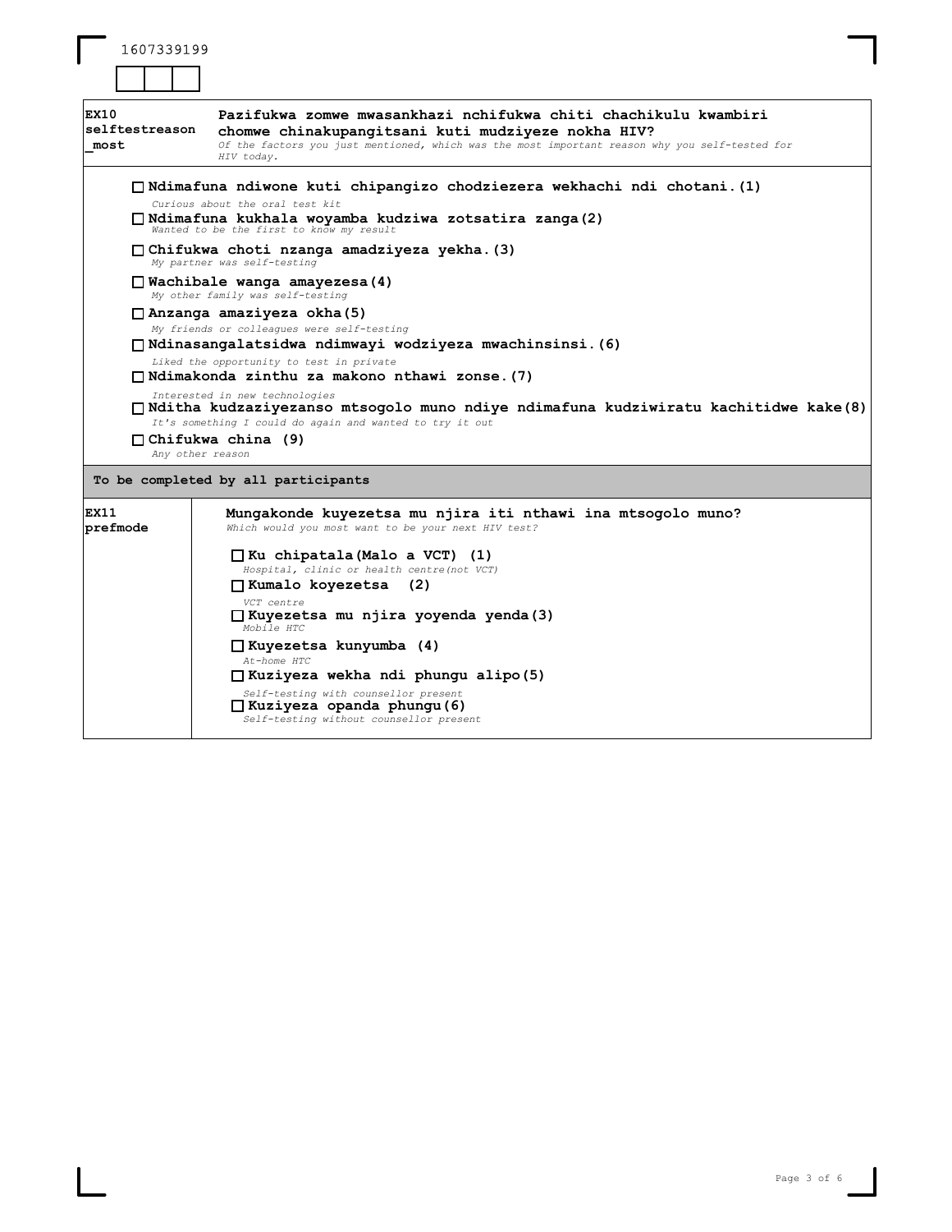1607339199

| | |
|---|---|
| **EX10 selftestreason _most** | **Pazifukwa zomwe mwasankhazi nchifukwa chiti chachikulu kwambiri chomwe chinakupangitsani kuti mudziyeze nokha HIV?** *Of the factors you just mentioned, which was the most important reason why you self-tested for HIV today.* |

- ☐ **Ndimafuna ndiwone kuti chipangizo chodziezera wekhachi ndi chotani.(1)**
  *Curious about the oral test kit*
- ☐ **Ndimafuna kukhala woyamba kudziwa zotsatira zanga(2)**
  *Wanted to be the first to know my result*
- ☐ **Chifukwa choti nzanga amadziyeza yekha.(3)**
  *My partner was self-testing*
- ☐ **Wachibale wanga amayezesa(4)**
  *My other family was self-testing*
- ☐ **Anzanga amaziyeza okha(5)**
  *My friends or colleagues were self-testing*
- ☐ **Ndinasangalatsidwa ndimwayi wodziyeza mwachinsinsi.(6)**
  *Liked the opportunity to test in private*
- ☐ **Ndimakonda zinthu za makono nthawi zonse.(7)**
  *Interested in new technologies*
- ☐ **Nditha kudzaziyezanso mtsogolo muno ndiye ndimafuna kudziwiratu kachitidwe kake(8)**
  *It's something I could do again and wanted to try it out*
- ☐ **Chifukwa china (9)**
  *Any other reason*

**To be completed by all participants**

| | |
|---|---|
| **EX11 prefmode** | **Mungakonde kuyezetsa mu njira iti nthawi ina mtsogolo muno?** *Which would you most want to be your next HIV test?* |

- ☐ **Ku chipatala(Malo a VCT) (1)**
  *Hospital, clinic or health centre(not VCT)*
- ☐ **Kumalo koyezetsa (2)**
  *VCT centre*
- ☐ **Kuyezetsa mu njira yoyenda yenda(3)**
  *Mobile HTC*
- ☐ **Kuyezetsa kunyumba (4)**
  *At-home HTC*
- ☐ **Kuziyeza wekha ndi phungu alipo(5)**
  *Self-testing with counsellor present*
- ☐ **Kuziyeza opanda phungu(6)**
  *Self-testing without counsellor present*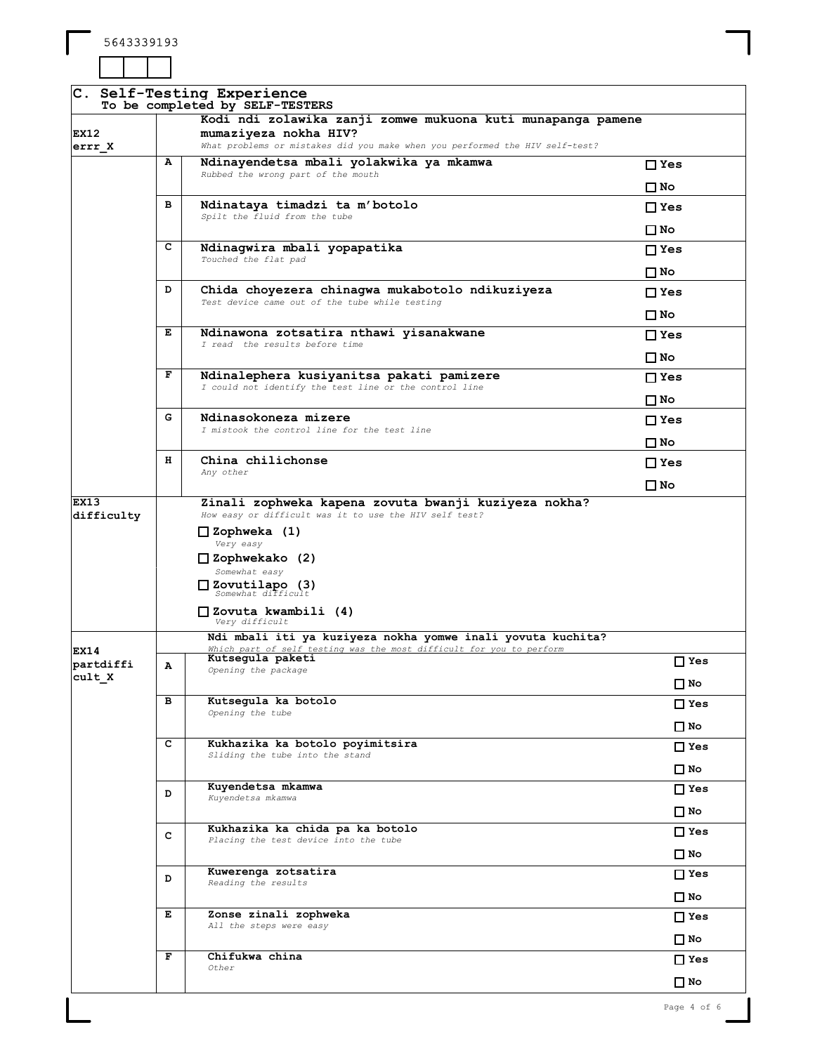5643339193

## C. Self-Testing Experience
To be completed by SELF-TESTERS

| | | | |
|---|---|---|---|
| **EX12** errr_X | | **Kodi ndi zolawika zanji zomwe mukuona kuti munapanga pamene mumaziyeza nokha HIV?** *What problems or mistakes did you make when you performed the HIV self-test?* | |
| | A | **Ndinayendetsa mbali yolakwika ya mkamwa** *Rubbed the wrong part of the mouth* | ☐ Yes ☐ No |
| | B | **Ndinataya timadzi ta m'botolo** *Spilt the fluid from the tube* | ☐ Yes ☐ No |
| | C | **Ndinagwira mbali yopapatika** *Touched the flat pad* | ☐ Yes ☐ No |
| | D | **Chida choyezera chinagwa mukabotolo ndikuziyeza** *Test device came out of the tube while testing* | ☐ Yes ☐ No |
| | E | **Ndinawona zotsatira nthawi yisanakwane** *I read the results before time* | ☐ Yes ☐ No |
| | F | **Ndinalephera kusiyanitsa pakati pamizere** *I could not identify the test line or the control line* | ☐ Yes ☐ No |
| | G | **Ndinasokoneza mizere** *I mistook the control line for the test line* | ☐ Yes ☐ No |
| | H | **China chilichonse** *Any other* | ☐ Yes ☐ No |
| **EX13** difficulty | | **Zinali zophweka kapena zovuta bwanji kuziyeza nokha?** *How easy or difficult was it to use the HIV self test?* ☐ **Zophweka (1)** *Very easy* ☐ **Zophwekako (2)** *Somewhat easy* ☐ **Zovutilapo (3)** *Somewhat difficult* ☐ **Zovuta kwambili (4)** *Very difficult* | |
| **EX14** partdifficult_X | | **Ndi mbali iti ya kuziyeza nokha yomwe inali yovuta kuchita?** *Which part of self testing was the most difficult for you to perform* | |
| | A | **Kutsegula paketi** *Opening the package* | ☐ Yes ☐ No |
| | B | **Kutsegula ka botolo** *Opening the tube* | ☐ Yes ☐ No |
| | C | **Kukhazika ka botolo poyimitsira** *Sliding the tube into the stand* | ☐ Yes ☐ No |
| | D | **Kuyendetsa mkamwa** *Kuyendetsa mkamwa* | ☐ Yes ☐ No |
| | C | **Kukhazika ka chida pa ka botolo** *Placing the test device into the tube* | ☐ Yes ☐ No |
| | D | **Kuwerenga zotsatira** *Reading the results* | ☐ Yes ☐ No |
| | E | **Zonse zinali zophweka** *All the steps were easy* | ☐ Yes ☐ No |
| | F | **Chifukwa china** *Other* | ☐ Yes ☐ No |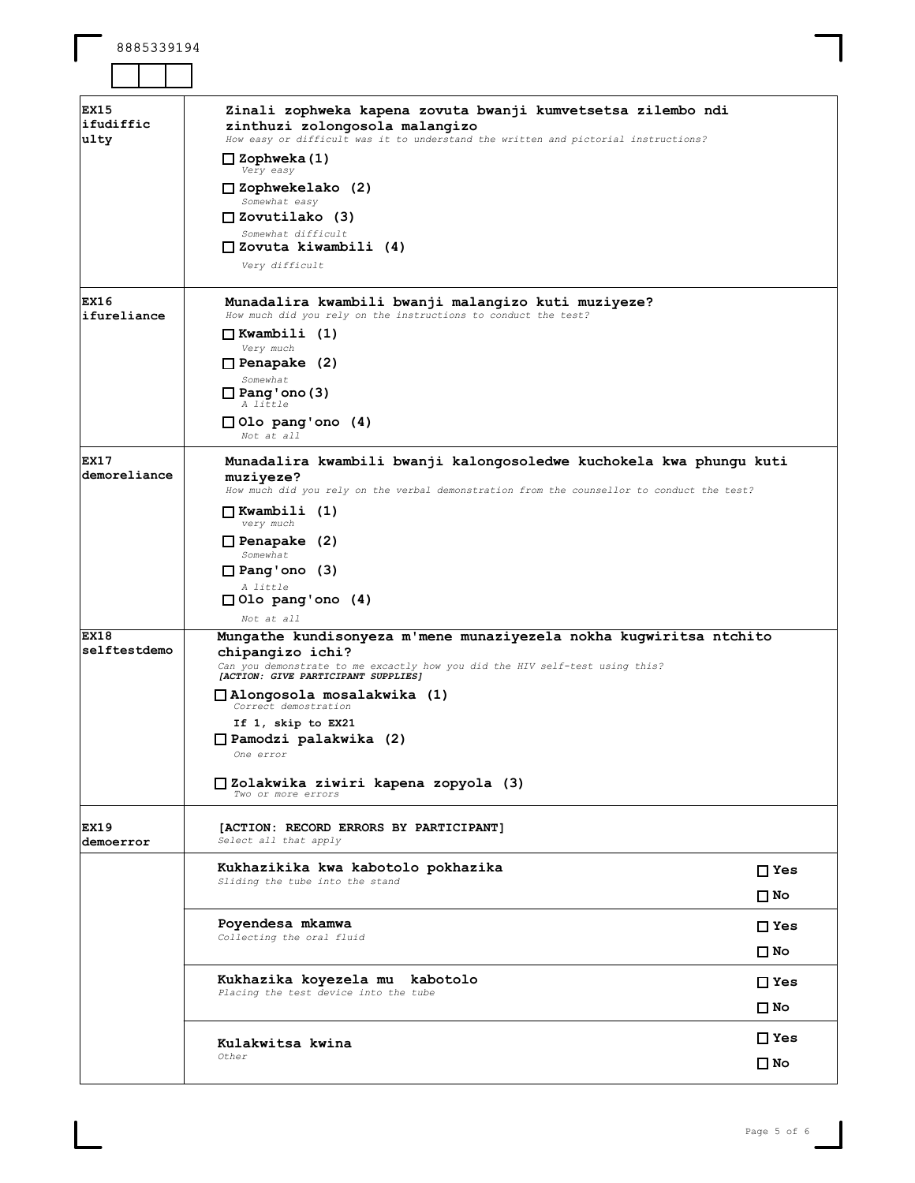8885339194

| | |
|---|---|
| **EX15** ifudifficulty | **Zinali zophweka kapena zovuta bwanji kumvetsetsa zilembo ndi zinthuzi zolongosola malangizo**<br>*How easy or difficult was it to understand the written and pictorial instructions?*<br>☐ **Zophweka (1)** *Very easy*<br>☐ **Zophwekelako (2)** *Somewhat easy*<br>☐ **Zovutilako (3)** *Somewhat difficult*<br>☐ **Zovuta kiwambili (4)** *Very difficult* |
| **EX16** ifureliance | **Munadalira kwambili bwanji malangizo kuti muziyeze?**<br>*How much did you rely on the instructions to conduct the test?*<br>☐ **Kwambili (1)** *Very much*<br>☐ **Penapake (2)** *Somewhat*<br>☐ **Pang'ono (3)** *A little*<br>☐ **Olo pang'ono (4)** *Not at all* |
| **EX17** demoreliance | **Munadalira kwambili bwanji kalongosoledwe kuchokela kwa phungu kuti muziyeze?**<br>*How much did you rely on the verbal demonstration from the counsellor to conduct the test?*<br>☐ **Kwambili (1)** *very much*<br>☐ **Penapake (2)** *Somewhat*<br>☐ **Pang'ono (3)** *A little*<br>☐ **Olo pang'ono (4)** *Not at all* |
| **EX18** selftestdemo | **Mungathe kundisonyeza m'mene munaziyezela nokha kugwiritsa ntchito chipangizo ichi?**<br>*Can you demonstrate to me excactly how you did the HIV self-test using this?*<br>***[ACTION: GIVE PARTICIPANT SUPPLIES]***<br>☐ **Alongosola mosalakwika (1)** *Correct demostration*<br>**If 1, skip to EX21**<br>☐ **Pamodzi palakwika (2)** *One error*<br>☐ **Zolakwika ziwiri kapena zopyola (3)** *Two or more errors* |

| | | |
|---|---|---|
| **EX19** demoerror | **[ACTION: RECORD ERRORS BY PARTICIPANT]**<br>*Select all that apply* | |
| | **Kukhazikika kwa kabotolo pokhazika**<br>*Sliding the tube into the stand* | ☐ **Yes**<br>☐ **No** |
| | **Poyendesa mkamwa**<br>*Collecting the oral fluid* | ☐ **Yes**<br>☐ **No** |
| | **Kukhazika koyezela mu kabotolo**<br>*Placing the test device into the tube* | ☐ **Yes**<br>☐ **No** |
| | **Kulakwitsa kwina**<br>*Other* | ☐ **Yes**<br>☐ **No** |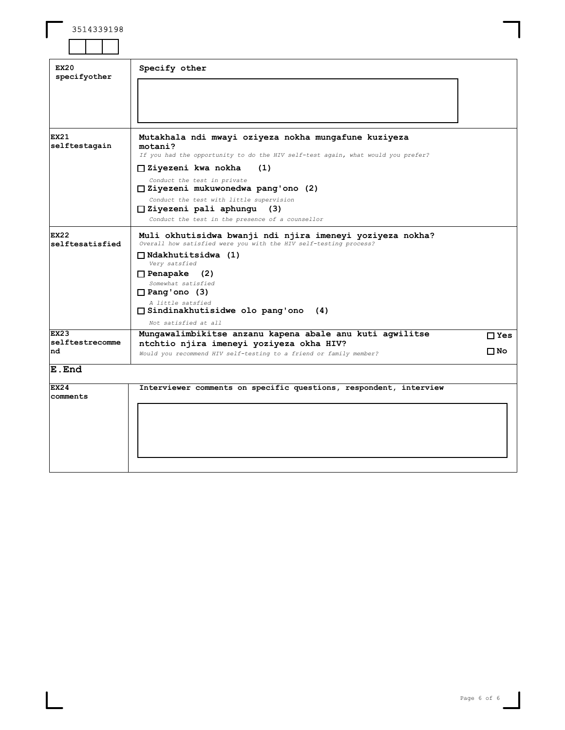3514339198

| | |
|---|---|
| **EX20** specifyother | **Specify other** |
| **EX21** selftestagain | **Mutakhala ndi mwayi oziyeza nokha mungafune kuziyeza motani?**<br>*If you had the opportunity to do the HIV self-test again, what would you prefer?*<br>☐ **Ziyezeni kwa nokha (1)**<br>*Conduct the test in private*<br>☐ **Ziyezeni mukuwonedwa pang'ono (2)**<br>*Conduct the test with little supervision*<br>☐ **Ziyezeni pali aphungu (3)**<br>*Conduct the test in the presence of a counsellor* |
| **EX22** selftesatisfied | **Muli okhutisidwa bwanji ndi njira imeneyi yoziyeza nokha?**<br>*Overall how satisfied were you with the HIV self-testing process?*<br>☐ **Ndakhutitsidwa (1)**<br>*Very satsfied*<br>☐ **Penapake (2)**<br>*Somewhat satisfied*<br>☐ **Pang'ono (3)**<br>*A little satsfied*<br>☐ **Sindinakhutisidwe olo pang'ono (4)**<br>*Not satisfied at all* |
| **EX23** selftestrecommend | **Mungawalimbikitse anzanu kapena abale anu kuti agwilitse ntchtio njira imeneyi yoziyeza okha HIV?**<br>*Would you recommend HIV self-testing to a friend or family member?*<br>☐ **Yes**<br>☐ **No** |

## E.End

| | |
|---|---|
| **EX24** comments | **Interviewer comments on specific questions, respondent, interview** |